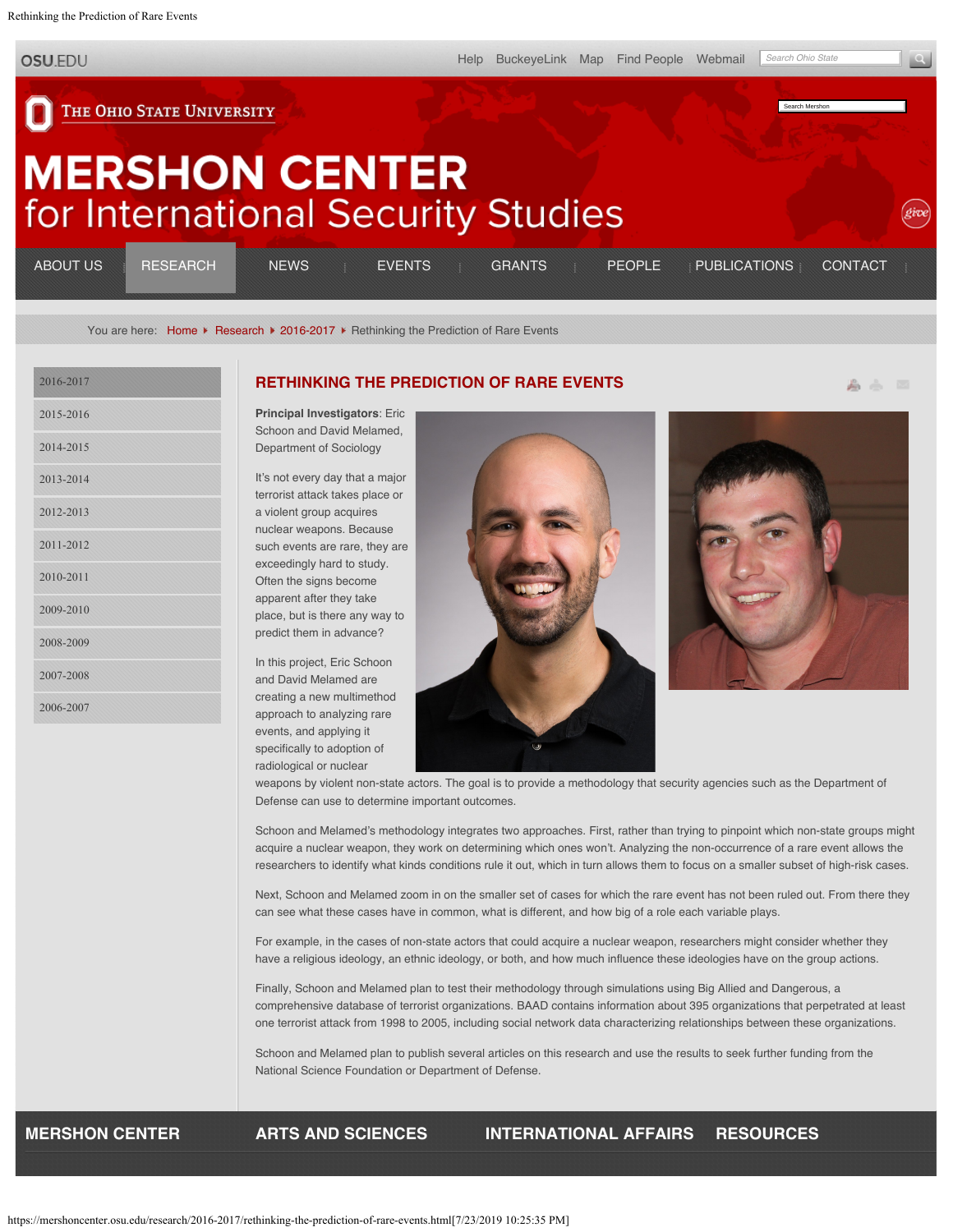# RETHINKING THE PREDICTION OF RARE EVENTS

**Principal Investigators**: Eric Schoon and David Melamed, Department of Sociology

It's not every day that a major terrorist attack takes place or a violent group acquires nuclear weapons. Because such events are rare, they are exceedingly hard to study. Often the signs become apparent after they take place, but is there any way to predict them in advance?

In this project, Eric Schoon and David Melamed are creating a new multimethod approach to analyzing rare events, and applying it specifically to adoption of radiological or nuclear weapons by violent non-state actors. The goal is to provide a methodology that security agencies such as the Department of Defense can use to determine important outcomes.

Schoon and Melamed's methodology integrates two approaches. First, rather than trying to pinpoint which non-state groups might acquire a nuclear weapon, they work on determining which ones won't. Analyzing the non-occurrence of a rare event allows the researchers to identify what kinds conditions rule it out, which in turn allows them to focus on a smaller subset of high-risk cases.

Next, Schoon and Melamed zoom in on the smaller set of cases for which the rare event has not been ruled out. From there they can see what these cases have in common, what is different, and how big of a role each variable plays.

For example, in the cases of non-state actors that could acquire a nuclear weapon, researchers might consider whether they have a religious ideology, an ethnic ideology, or both, and how much influence these ideologies have on the group actions.

Finally, Schoon and Melamed plan to test their methodology through simulations using Big Allied and Dangerous, a comprehensive database of terrorist organizations. BAAD contains information about 395 organizations that perpetrated at least one terrorist attack from 1998 to 2005, including social network data characterizing relationships between these organizations.

Schoon and Melamed plan to publish several articles on this research and use the results to seek further funding from the National Science Foundation or Department of Defense.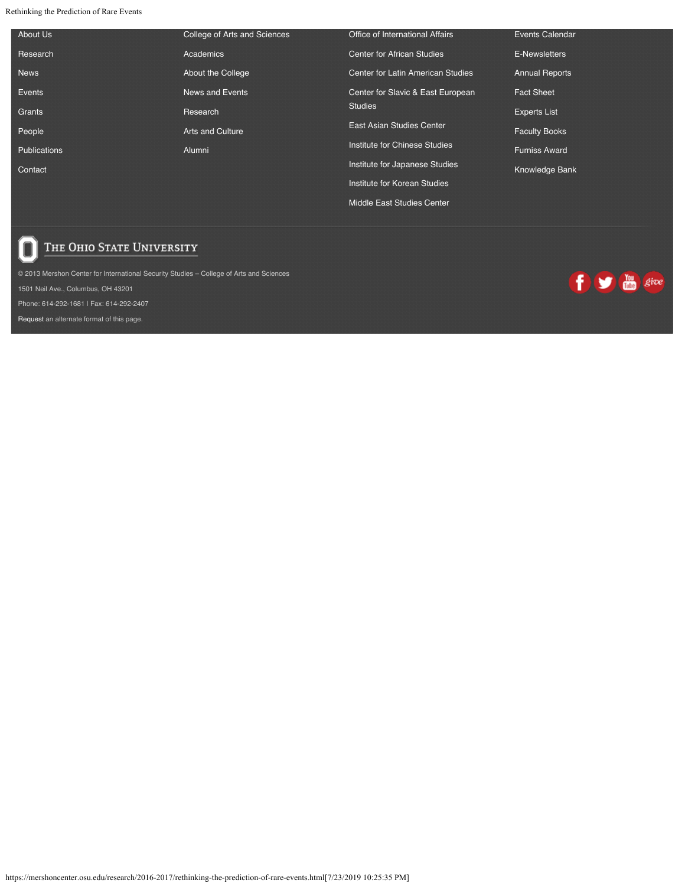About Us
Research
News
Events
Grants
People
Publications
Contact

College of Arts and Sciences
Academics
About the College
News and Events
Research
Arts and Culture
Alumni

Office of International Affairs
Center for African Studies
Center for Latin American Studies
Center for Slavic & East European Studies
East Asian Studies Center
Institute for Chinese Studies
Institute for Japanese Studies
Institute for Korean Studies
Middle East Studies Center

Events Calendar
E-Newsletters
Annual Reports
Fact Sheet
Experts List
Faculty Books
Furniss Award
Knowledge Bank

The Ohio State University

© 2013 Mershon Center for International Security Studies – College of Arts and Sciences

1501 Neil Ave., Columbus, OH 43201

Phone: 614-292-1681 | Fax: 614-292-2407

Request an alternate format of this page.